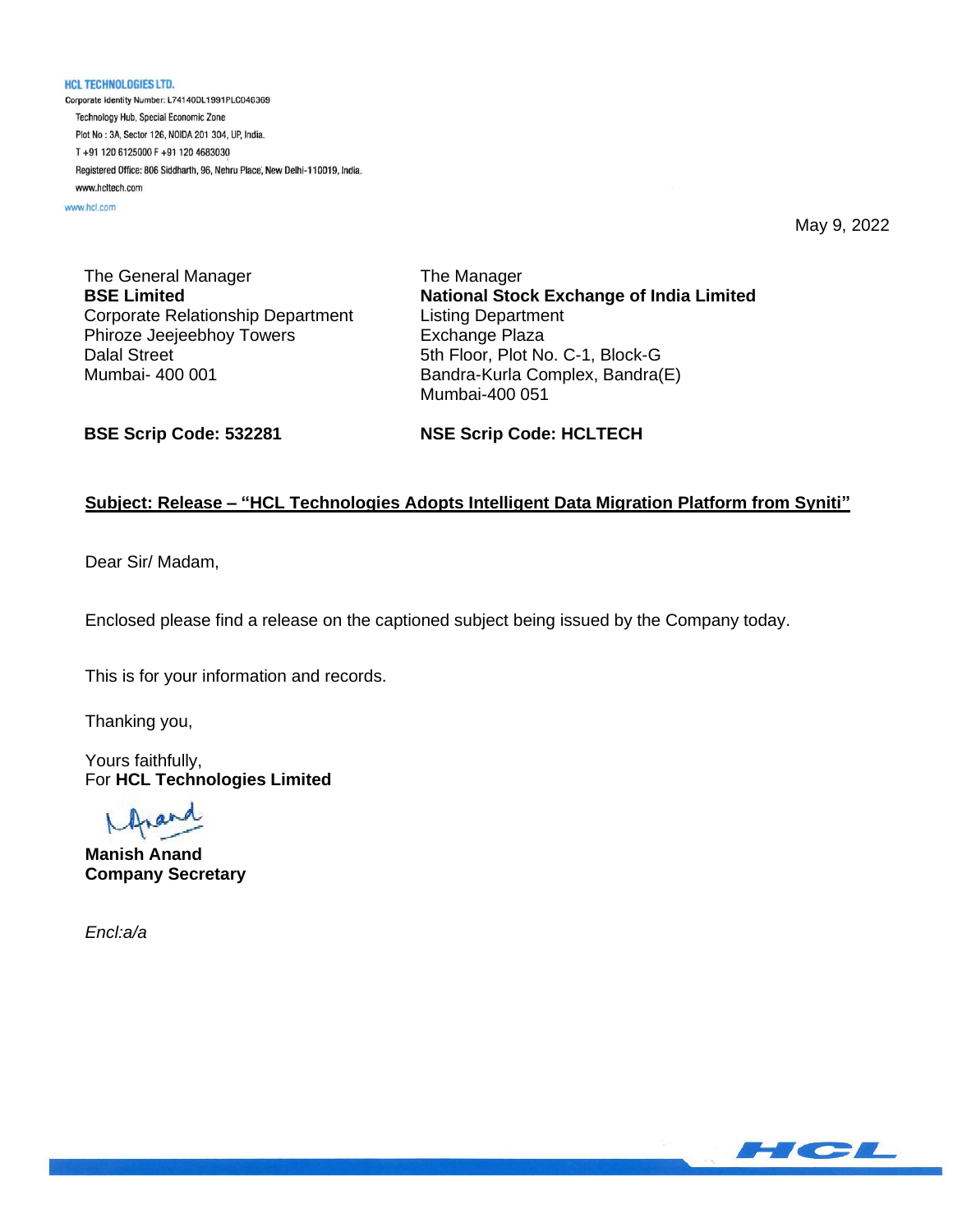**HCL TECHNOLOGIES LTD.**
Corporate Identity Number: L74140DL1991PLC046369
Technology Hub, Special Economic Zone
Plot No : 3A, Sector 126, NOIDA 201 304, UP, India.
T +91 120 6125000 F +91 120 4683030
Registered Office: 806 Siddharth, 96, Nehru Place, New Delhi-110019, India.
www.hcltech.com
www.hcl.com

May 9, 2022

The General Manager
**BSE Limited**
Corporate Relationship Department
Phiroze Jeejeebhoy Towers
Dalal Street
Mumbai- 400 001

The Manager
**National Stock Exchange of India Limited**
Listing Department
Exchange Plaza
5th Floor, Plot No. C-1, Block-G
Bandra-Kurla Complex, Bandra(E)
Mumbai-400 051

**BSE Scrip Code: 532281**

**NSE Scrip Code: HCLTECH**

**Subject: Release – "HCL Technologies Adopts Intelligent Data Migration Platform from Syniti"**

Dear Sir/ Madam,

Enclosed please find a release on the captioned subject being issued by the Company today.

This is for your information and records.

Thanking you,

Yours faithfully,
For **HCL Technologies Limited**

**Manish Anand**
**Company Secretary**

*Encl:a/a*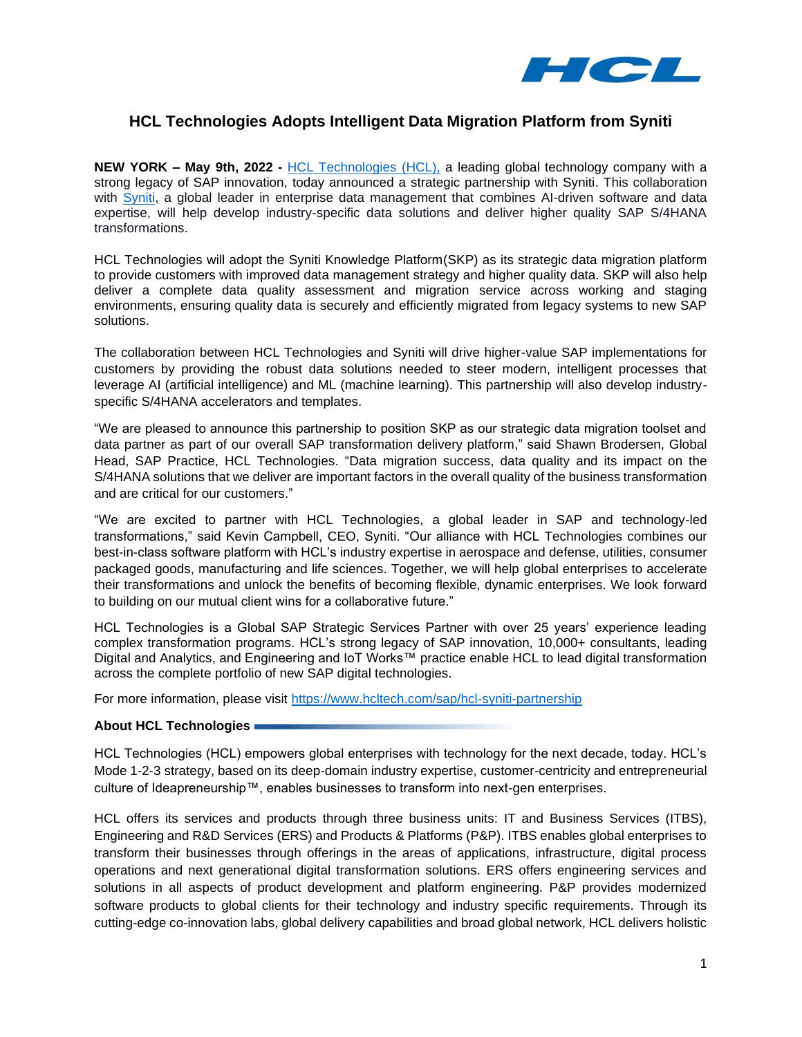# HCL Technologies Adopts Intelligent Data Migration Platform from Syniti

**NEW YORK – May 9th, 2022 -** [HCL Technologies (HCL),](https://www.hcltech.com) a leading global technology company with a strong legacy of SAP innovation, today announced a strategic partnership with Syniti. This collaboration with [Syniti](https://www.syniti.com), a global leader in enterprise data management that combines AI-driven software and data expertise, will help develop industry-specific data solutions and deliver higher quality SAP S/4HANA transformations.

HCL Technologies will adopt the Syniti Knowledge Platform(SKP) as its strategic data migration platform to provide customers with improved data management strategy and higher quality data. SKP will also help deliver a complete data quality assessment and migration service across working and staging environments, ensuring quality data is securely and efficiently migrated from legacy systems to new SAP solutions.

The collaboration between HCL Technologies and Syniti will drive higher-value SAP implementations for customers by providing the robust data solutions needed to steer modern, intelligent processes that leverage AI (artificial intelligence) and ML (machine learning). This partnership will also develop industry-specific S/4HANA accelerators and templates.

"We are pleased to announce this partnership to position SKP as our strategic data migration toolset and data partner as part of our overall SAP transformation delivery platform," said Shawn Brodersen, Global Head, SAP Practice, HCL Technologies. "Data migration success, data quality and its impact on the S/4HANA solutions that we deliver are important factors in the overall quality of the business transformation and are critical for our customers."

"We are excited to partner with HCL Technologies, a global leader in SAP and technology-led transformations," said Kevin Campbell, CEO, Syniti. "Our alliance with HCL Technologies combines our best-in-class software platform with HCL's industry expertise in aerospace and defense, utilities, consumer packaged goods, manufacturing and life sciences. Together, we will help global enterprises to accelerate their transformations and unlock the benefits of becoming flexible, dynamic enterprises. We look forward to building on our mutual client wins for a collaborative future."

HCL Technologies is a Global SAP Strategic Services Partner with over 25 years' experience leading complex transformation programs. HCL's strong legacy of SAP innovation, 10,000+ consultants, leading Digital and Analytics, and Engineering and IoT Works™ practice enable HCL to lead digital transformation across the complete portfolio of new SAP digital technologies.

For more information, please visit [https://www.hcltech.com/sap/hcl-syniti-partnership](https://www.hcltech.com/sap/hcl-syniti-partnership)

**About HCL Technologies**

HCL Technologies (HCL) empowers global enterprises with technology for the next decade, today. HCL's Mode 1-2-3 strategy, based on its deep-domain industry expertise, customer-centricity and entrepreneurial culture of Ideapreneurship™, enables businesses to transform into next-gen enterprises.

HCL offers its services and products through three business units: IT and Business Services (ITBS), Engineering and R&D Services (ERS) and Products & Platforms (P&P). ITBS enables global enterprises to transform their businesses through offerings in the areas of applications, infrastructure, digital process operations and next generational digital transformation solutions. ERS offers engineering services and solutions in all aspects of product development and platform engineering. P&P provides modernized software products to global clients for their technology and industry specific requirements. Through its cutting-edge co-innovation labs, global delivery capabilities and broad global network, HCL delivers holistic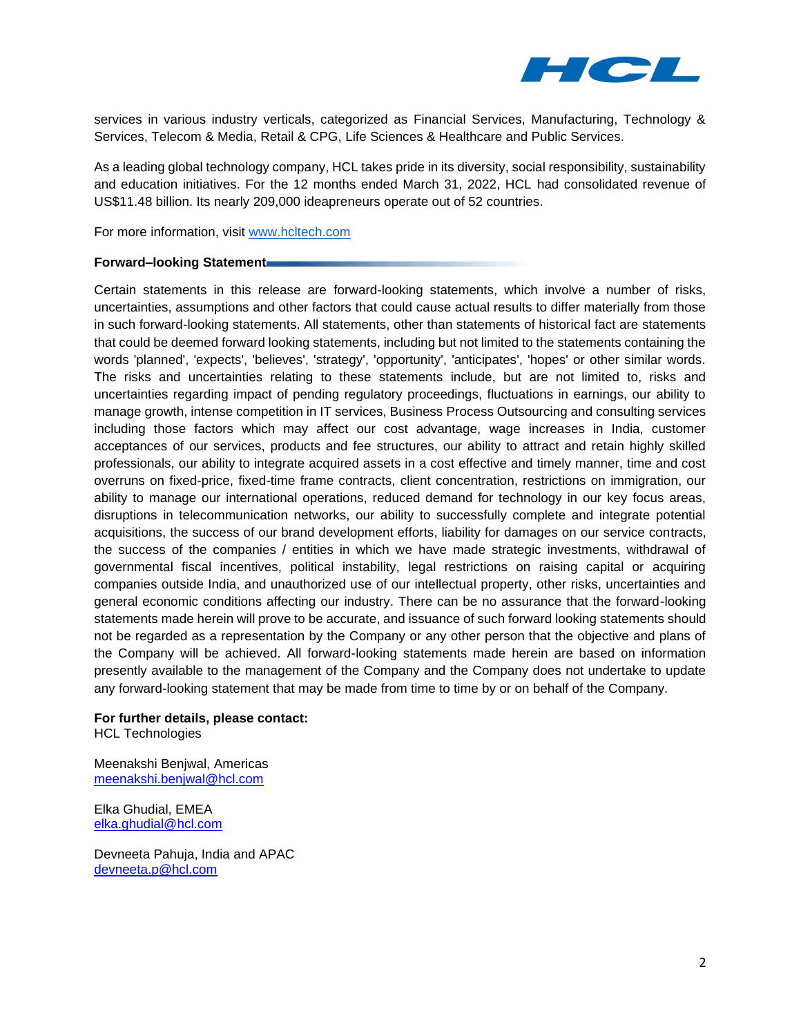services in various industry verticals, categorized as Financial Services, Manufacturing, Technology & Services, Telecom & Media, Retail & CPG, Life Sciences & Healthcare and Public Services.

As a leading global technology company, HCL takes pride in its diversity, social responsibility, sustainability and education initiatives. For the 12 months ended March 31, 2022, HCL had consolidated revenue of US$11.48 billion. Its nearly 209,000 ideapreneurs operate out of 52 countries.

For more information, visit [www.hcltech.com](http://www.hcltech.com)

**Forward–looking Statement**

Certain statements in this release are forward-looking statements, which involve a number of risks, uncertainties, assumptions and other factors that could cause actual results to differ materially from those in such forward-looking statements. All statements, other than statements of historical fact are statements that could be deemed forward looking statements, including but not limited to the statements containing the words 'planned', 'expects', 'believes', 'strategy', 'opportunity', 'anticipates', 'hopes' or other similar words. The risks and uncertainties relating to these statements include, but are not limited to, risks and uncertainties regarding impact of pending regulatory proceedings, fluctuations in earnings, our ability to manage growth, intense competition in IT services, Business Process Outsourcing and consulting services including those factors which may affect our cost advantage, wage increases in India, customer acceptances of our services, products and fee structures, our ability to attract and retain highly skilled professionals, our ability to integrate acquired assets in a cost effective and timely manner, time and cost overruns on fixed-price, fixed-time frame contracts, client concentration, restrictions on immigration, our ability to manage our international operations, reduced demand for technology in our key focus areas, disruptions in telecommunication networks, our ability to successfully complete and integrate potential acquisitions, the success of our brand development efforts, liability for damages on our service contracts, the success of the companies / entities in which we have made strategic investments, withdrawal of governmental fiscal incentives, political instability, legal restrictions on raising capital or acquiring companies outside India, and unauthorized use of our intellectual property, other risks, uncertainties and general economic conditions affecting our industry. There can be no assurance that the forward-looking statements made herein will prove to be accurate, and issuance of such forward looking statements should not be regarded as a representation by the Company or any other person that the objective and plans of the Company will be achieved. All forward-looking statements made herein are based on information presently available to the management of the Company and the Company does not undertake to update any forward-looking statement that may be made from time to time by or on behalf of the Company.

**For further details, please contact:**
HCL Technologies

Meenakshi Benjwal, Americas
[meenakshi.benjwal@hcl.com](mailto:meenakshi.benjwal@hcl.com)

Elka Ghudial, EMEA
[elka.ghudial@hcl.com](mailto:elka.ghudial@hcl.com)

Devneeta Pahuja, India and APAC
[devneeta.p@hcl.com](mailto:devneeta.p@hcl.com)